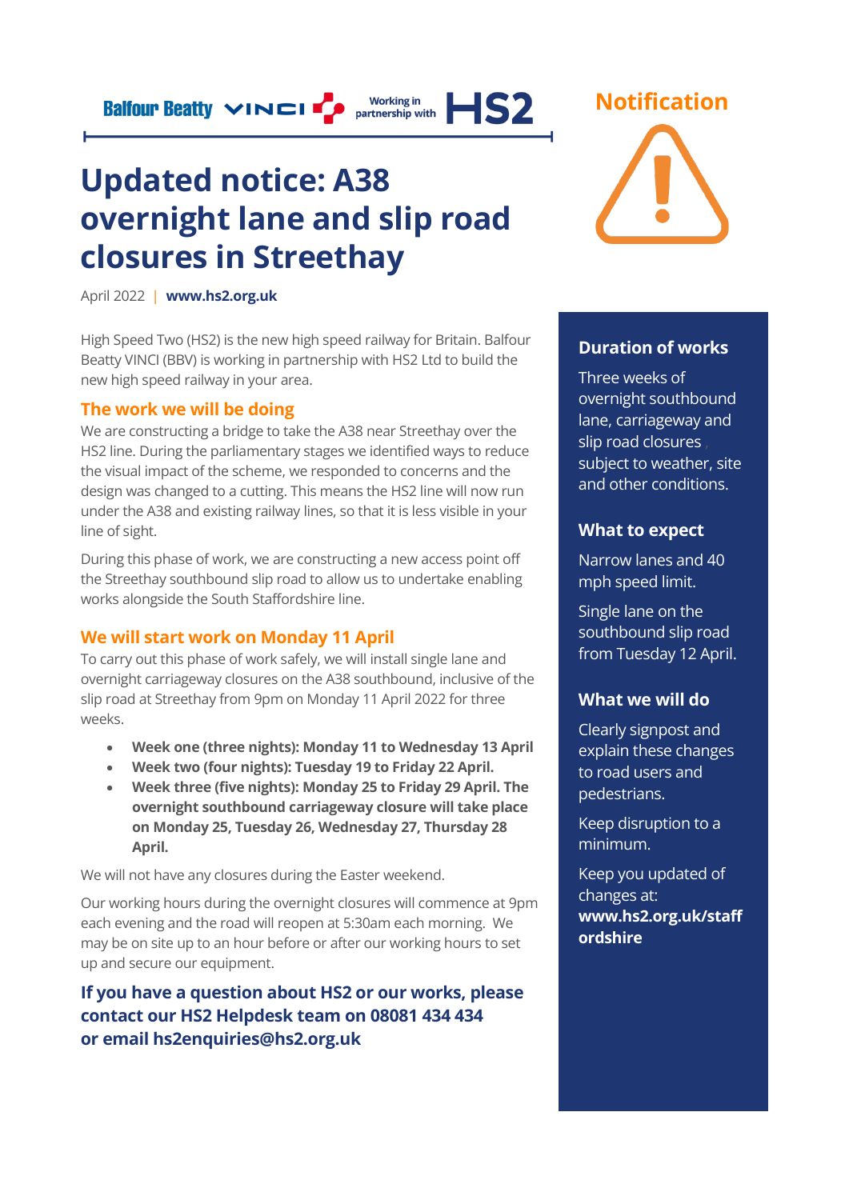Balfour Beatty VINCI Working in partnership with HS2

# Updated notice: A38 overnight lane and slip road closures in Streethay

April 2022 | **www.hs2.org.uk**

High Speed Two (HS2) is the new high speed railway for Britain. Balfour Beatty VINCI (BBV) is working in partnership with HS2 Ltd to build the new high speed railway in your area.

## The work we will be doing

We are constructing a bridge to take the A38 near Streethay over the HS2 line. During the parliamentary stages we identified ways to reduce the visual impact of the scheme, we responded to concerns and the design was changed to a cutting. This means the HS2 line will now run under the A38 and existing railway lines, so that it is less visible in your line of sight.

During this phase of work, we are constructing a new access point off the Streethay southbound slip road to allow us to undertake enabling works alongside the South Staffordshire line.

## We will start work on Monday 11 April

To carry out this phase of work safely, we will install single lane and overnight carriageway closures on the A38 southbound, inclusive of the slip road at Streethay from 9pm on Monday 11 April 2022 for three weeks.

- **Week one (three nights): Monday 11 to Wednesday 13 April**
- **Week two (four nights): Tuesday 19 to Friday 22 April.**
- **Week three (five nights): Monday 25 to Friday 29 April. The overnight southbound carriageway closure will take place on Monday 25, Tuesday 26, Wednesday 27, Thursday 28 April.**

We will not have any closures during the Easter weekend.

Our working hours during the overnight closures will commence at 9pm each evening and the road will reopen at 5:30am each morning. We may be on site up to an hour before or after our working hours to set up and secure our equipment.

**If you have a question about HS2 or our works, please contact our HS2 Helpdesk team on 08081 434 434 or email hs2enquiries@hs2.org.uk**

## Notification

### Duration of works

Three weeks of overnight southbound lane, carriageway and slip road closures, subject to weather, site and other conditions.

### What to expect

Narrow lanes and 40 mph speed limit.

Single lane on the southbound slip road from Tuesday 12 April.

### What we will do

Clearly signpost and explain these changes to road users and pedestrians.

Keep disruption to a minimum.

Keep you updated of changes at: **www.hs2.org.uk/staffordshire**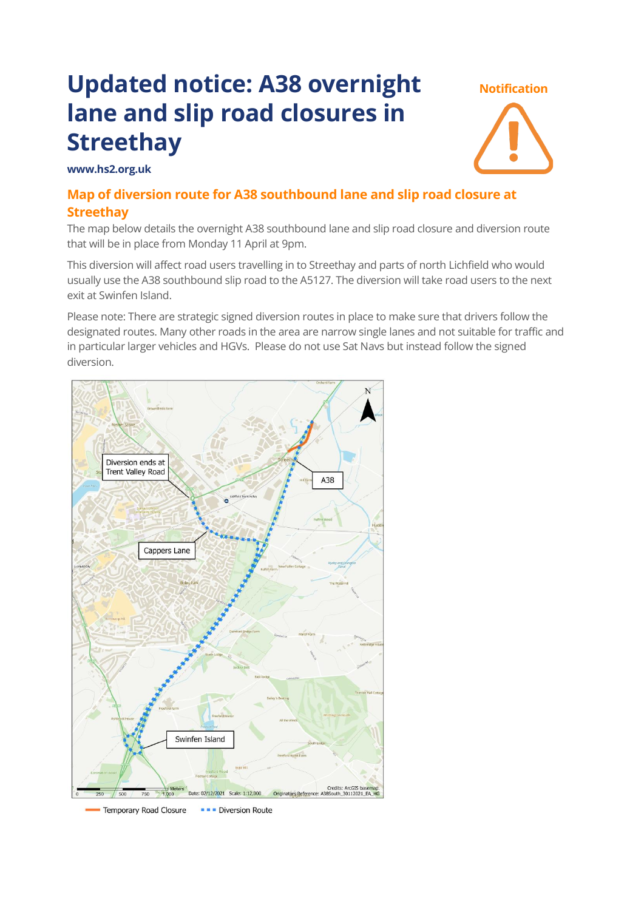# Updated notice: A38 overnight lane and slip road closures in Streethay

**Notification**

**www.hs2.org.uk**

## Map of diversion route for A38 southbound lane and slip road closure at Streethay

The map below details the overnight A38 southbound lane and slip road closure and diversion route that will be in place from Monday 11 April at 9pm.

This diversion will affect road users travelling in to Streethay and parts of north Lichfield who would usually use the A38 southbound slip road to the A5127. The diversion will take road users to the next exit at Swinfen Island.

Please note: There are strategic signed diversion routes in place to make sure that drivers follow the designated routes. Many other roads in the area are narrow single lanes and not suitable for traffic and in particular larger vehicles and HGVs. Please do not use Sat Navs but instead follow the signed diversion.

Diversion ends at Trent Valley Road

A38

Cappers Lane

Swinfen Island

N

Meters 0 250 500 750 1,000

Date: 02/12/2021 Scale: 1:12,000

Originators Reference: A38South_30112021_EA_HG

Credits: ArcGIS basemap.

Temporary Road Closure

Diversion Route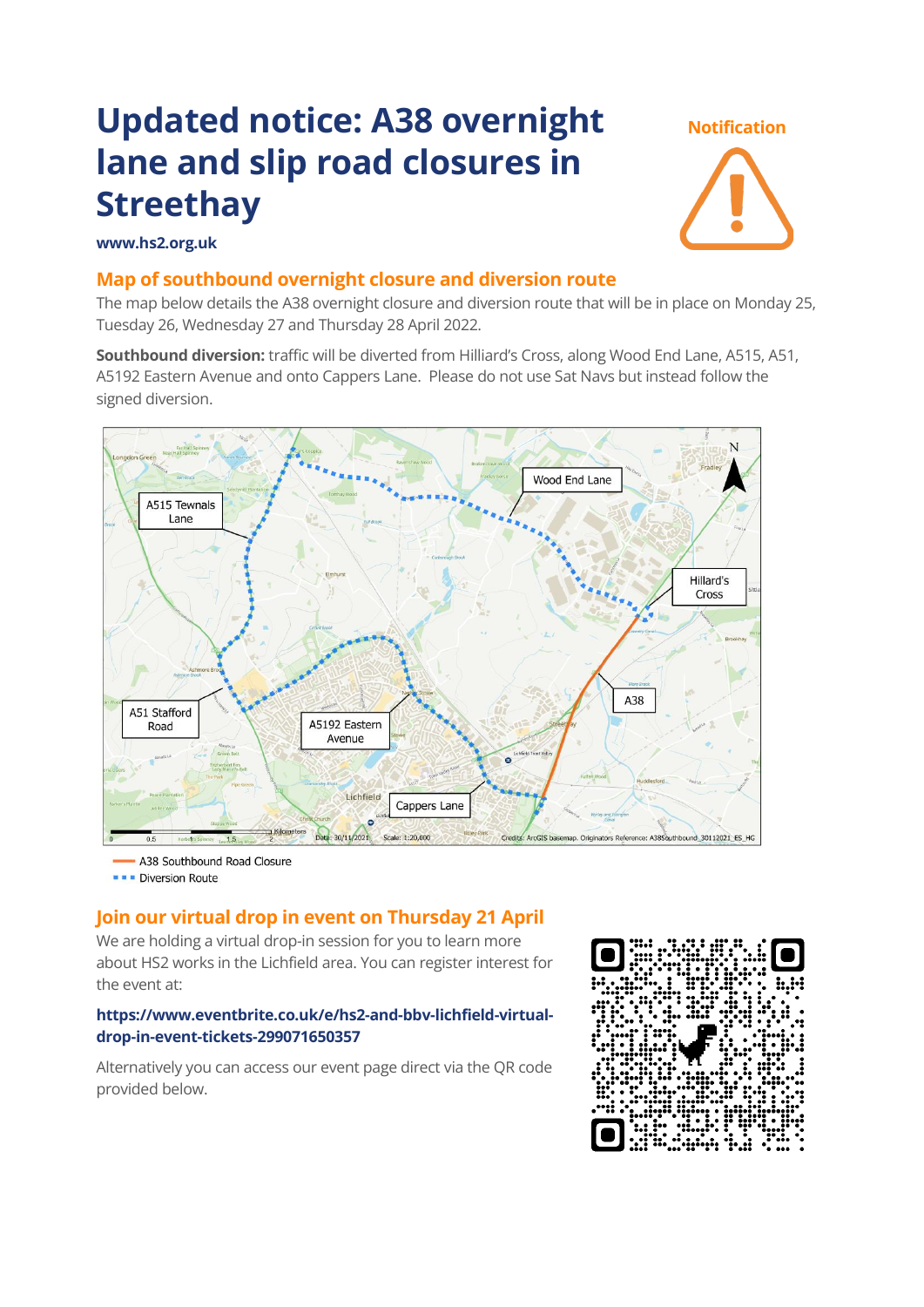# Updated notice: A38 overnight lane and slip road closures in Streethay

Notification

**www.hs2.org.uk**

## Map of southbound overnight closure and diversion route

The map below details the A38 overnight closure and diversion route that will be in place on Monday 25, Tuesday 26, Wednesday 27 and Thursday 28 April 2022.

**Southbound diversion:** traffic will be diverted from Hilliard's Cross, along Wood End Lane, A515, A51, A5192 Eastern Avenue and onto Cappers Lane. Please do not use Sat Navs but instead follow the signed diversion.

Wood End Lane

A515 Tewnals Lane

Hillard's Cross

A38

A51 Stafford Road

A5192 Eastern Avenue

Cappers Lane

Date: 30/11/2021 Scale: 1:20,000

Credits: ArcGIS basemap. Originators Reference: A38Southbound_30112021_ES_HG

A38 Southbound Road Closure

Diversion Route

## Join our virtual drop in event on Thursday 21 April

We are holding a virtual drop-in session for you to learn more about HS2 works in the Lichfield area. You can register interest for the event at:

**https://www.eventbrite.co.uk/e/hs2-and-bbv-lichfield-virtual-drop-in-event-tickets-299071650357**

Alternatively you can access our event page direct via the QR code provided below.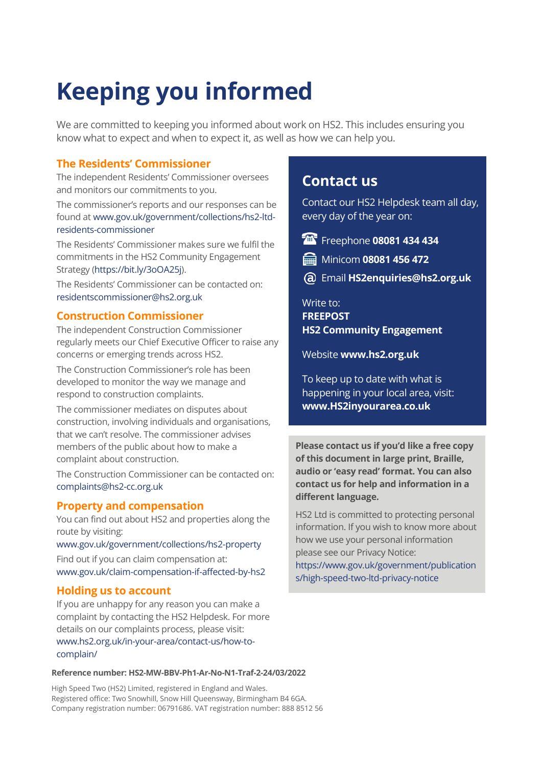# Keeping you informed

We are committed to keeping you informed about work on HS2. This includes ensuring you know what to expect and when to expect it, as well as how we can help you.

## The Residents' Commissioner

The independent Residents' Commissioner oversees and monitors our commitments to you.

The commissioner's reports and our responses can be found at www.gov.uk/government/collections/hs2-ltd-residents-commissioner

The Residents' Commissioner makes sure we fulfil the commitments in the HS2 Community Engagement Strategy (https://bit.ly/3oOA25j).

The Residents' Commissioner can be contacted on: residentscommissioner@hs2.org.uk

## Construction Commissioner

The independent Construction Commissioner regularly meets our Chief Executive Officer to raise any concerns or emerging trends across HS2.

The Construction Commissioner's role has been developed to monitor the way we manage and respond to construction complaints.

The commissioner mediates on disputes about construction, involving individuals and organisations, that we can't resolve. The commissioner advises members of the public about how to make a complaint about construction.

The Construction Commissioner can be contacted on: complaints@hs2-cc.org.uk

## Property and compensation

You can find out about HS2 and properties along the route by visiting:

www.gov.uk/government/collections/hs2-property

Find out if you can claim compensation at: www.gov.uk/claim-compensation-if-affected-by-hs2

## Holding us to account

If you are unhappy for any reason you can make a complaint by contacting the HS2 Helpdesk. For more details on our complaints process, please visit: www.hs2.org.uk/in-your-area/contact-us/how-to-complain/

## Contact us

Contact our HS2 Helpdesk team all day, every day of the year on:

- Freephone **08081 434 434**
- Minicom **08081 456 472**
- Email **HS2enquiries@hs2.org.uk**

Write to:
**FREEPOST**
**HS2 Community Engagement**

Website **www.hs2.org.uk**

To keep up to date with what is happening in your local area, visit: **www.HS2inyourarea.co.uk**

**Please contact us if you'd like a free copy of this document in large print, Braille, audio or 'easy read' format. You can also contact us for help and information in a different language.**

HS2 Ltd is committed to protecting personal information. If you wish to know more about how we use your personal information please see our Privacy Notice: https://www.gov.uk/government/publications/high-speed-two-ltd-privacy-notice

**Reference number: HS2-MW-BBV-Ph1-Ar-No-N1-Traf-2-24/03/2022**

High Speed Two (HS2) Limited, registered in England and Wales.
Registered office: Two Snowhill, Snow Hill Queensway, Birmingham B4 6GA.
Company registration number: 06791686. VAT registration number: 888 8512 56